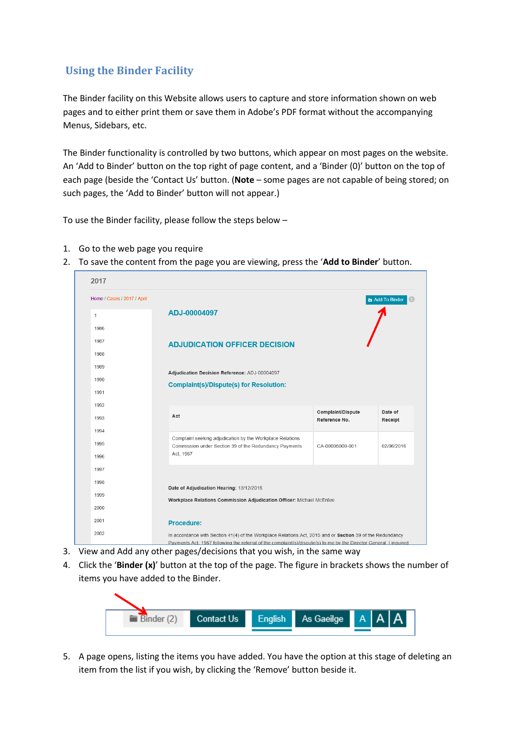## Using the Binder Facility

The Binder facility on this Website allows users to capture and store information shown on web pages and to either print them or save them in Adobe's PDF format without the accompanying Menus, Sidebars, etc.

The Binder functionality is controlled by two buttons, which appear on most pages on the website. An 'Add to Binder' button on the top right of page content, and a 'Binder (0)' button on the top of each page (beside the 'Contact Us' button. (**Note** – some pages are not capable of being stored; on such pages, the 'Add to Binder' button will not appear.)

To use the Binder facility, please follow the steps below –

1. Go to the web page you require
2. To save the content from the page you are viewing, press the '**Add to Binder**' button.
3. View and Add any other pages/decisions that you wish, in the same way
4. Click the '**Binder (x)**' button at the top of the page. The figure in brackets shows the number of items you have added to the Binder.
5. A page opens, listing the items you have added. You have the option at this stage of deleting an item from the list if you wish, by clicking the 'Remove' button beside it.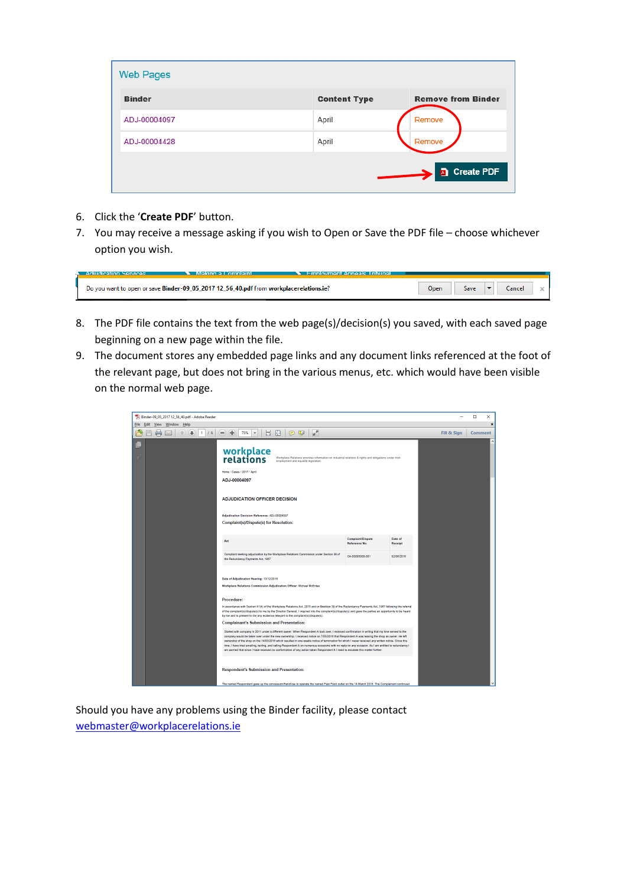| Web Pages | | |
|---|---|---|
| **Binder** | **Content Type** | **Remove from Binder** |
| ADJ-00004097 | April | Remove |
| ADJ-00004428 | April | Remove |

Create PDF

6. Click the '**Create PDF**' button.
7. You may receive a message asking if you wish to Open or Save the PDF file – choose whichever option you wish.

Do you want to open or save **Binder-09_05_2017 12_56_40.pdf** from **workplacerelations.ie**? Open Save Cancel

8. The PDF file contains the text from the web page(s)/decision(s) you saved, with each saved page beginning on a new page within the file.
9. The document stores any embedded page links and any document links referenced at the foot of the relevant page, but does not bring in the various menus, etc. which would have been visible on the normal web page.

Should you have any problems using the Binder facility, please contact
[webmaster@workplacerelations.ie](mailto:webmaster@workplacerelations.ie)